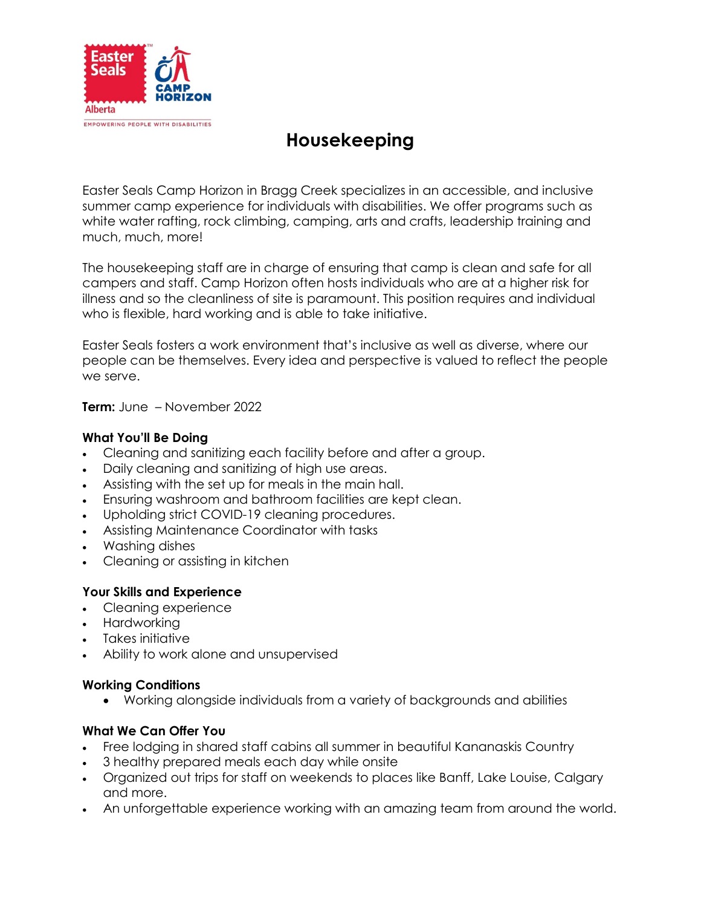# Housekeeping

Easter Seals Camp Horizon in Bragg Creek specializes in an accessible, and inclusive summer camp experience for individuals with disabilities. We offer programs such as white water rafting, rock climbing, camping, arts and crafts, leadership training and much, much, more!

The housekeeping staff are in charge of ensuring that camp is clean and safe for all campers and staff. Camp Horizon often hosts individuals who are at a higher risk for illness and so the cleanliness of site is paramount. This position requires and individual who is flexible, hard working and is able to take initiative.

Easter Seals fosters a work environment that's inclusive as well as diverse, where our people can be themselves. Every idea and perspective is valued to reflect the people we serve.

**Term:** June – November 2022

**What You'll Be Doing**

- Cleaning and sanitizing each facility before and after a group.
- Daily cleaning and sanitizing of high use areas.
- Assisting with the set up for meals in the main hall.
- Ensuring washroom and bathroom facilities are kept clean.
- Upholding strict COVID-19 cleaning procedures.
- Assisting Maintenance Coordinator with tasks
- Washing dishes
- Cleaning or assisting in kitchen

**Your Skills and Experience**

- Cleaning experience
- Hardworking
- Takes initiative
- Ability to work alone and unsupervised

**Working Conditions**

- Working alongside individuals from a variety of backgrounds and abilities

**What We Can Offer You**

- Free lodging in shared staff cabins all summer in beautiful Kananaskis Country
- 3 healthy prepared meals each day while onsite
- Organized out trips for staff on weekends to places like Banff, Lake Louise, Calgary and more.
- An unforgettable experience working with an amazing team from around the world.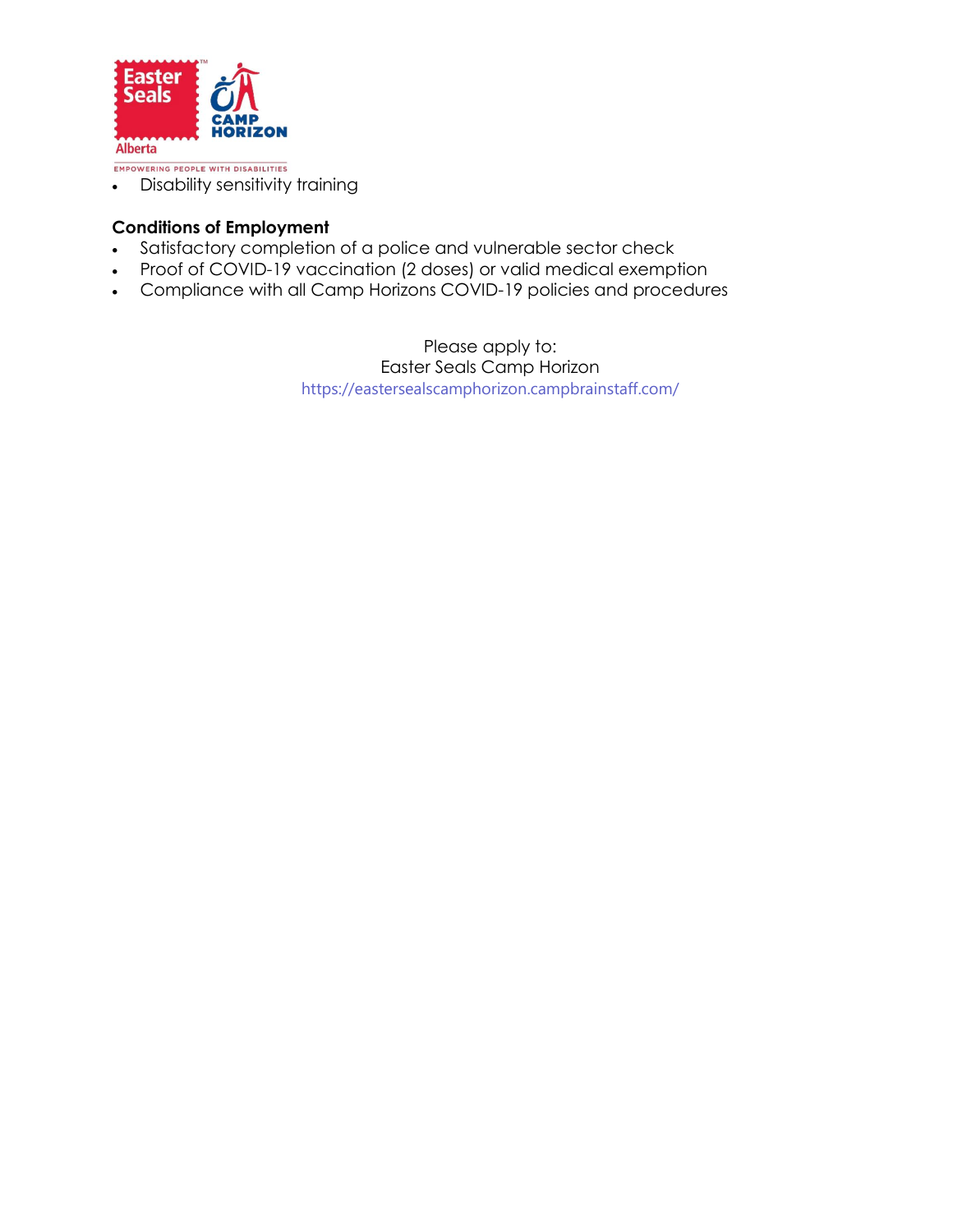- Disability sensitivity training

**Conditions of Employment**

- Satisfactory completion of a police and vulnerable sector check
- Proof of COVID-19 vaccination (2 doses) or valid medical exemption
- Compliance with all Camp Horizons COVID-19 policies and procedures

Please apply to:
Easter Seals Camp Horizon
https://eastersealscamphorizon.campbrainstaff.com/